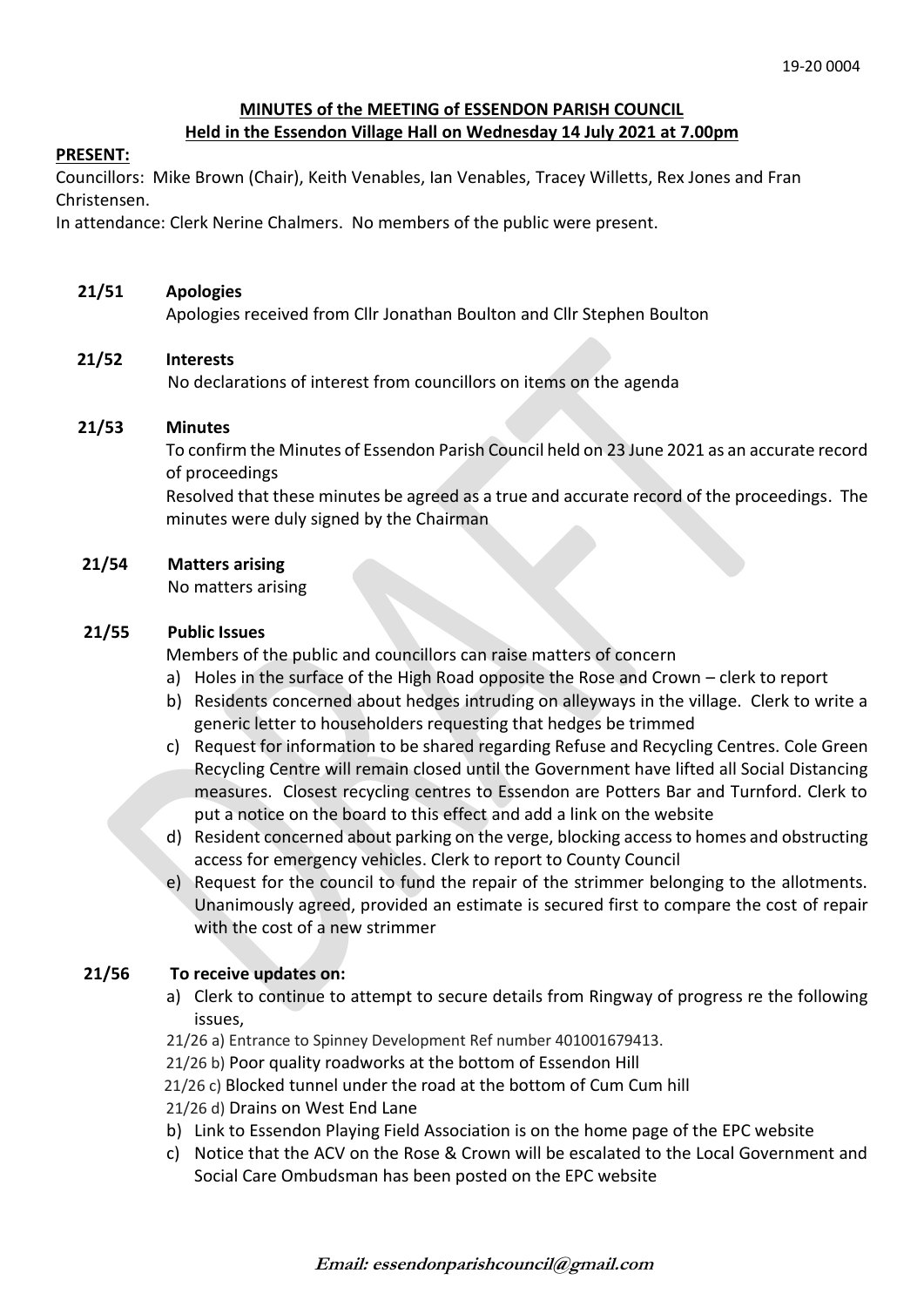19-20 0004

**MINUTES of the MEETING of ESSENDON PARISH COUNCIL**
**Held in the Essendon Village Hall on Wednesday 14 July 2021 at 7.00pm**

**PRESENT:**

Councillors: Mike Brown (Chair), Keith Venables, Ian Venables, Tracey Willetts, Rex Jones and Fran Christensen.

In attendance: Clerk Nerine Chalmers. No members of the public were present.

**21/51 Apologies**

Apologies received from Cllr Jonathan Boulton and Cllr Stephen Boulton

**21/52 Interests**

No declarations of interest from councillors on items on the agenda

**21/53 Minutes**

To confirm the Minutes of Essendon Parish Council held on 23 June 2021 as an accurate record of proceedings

Resolved that these minutes be agreed as a true and accurate record of the proceedings. The minutes were duly signed by the Chairman

**21/54 Matters arising**

No matters arising

**21/55 Public Issues**

Members of the public and councillors can raise matters of concern

a) Holes in the surface of the High Road opposite the Rose and Crown – clerk to report
b) Residents concerned about hedges intruding on alleyways in the village. Clerk to write a generic letter to householders requesting that hedges be trimmed
c) Request for information to be shared regarding Refuse and Recycling Centres. Cole Green Recycling Centre will remain closed until the Government have lifted all Social Distancing measures. Closest recycling centres to Essendon are Potters Bar and Turnford. Clerk to put a notice on the board to this effect and add a link on the website
d) Resident concerned about parking on the verge, blocking access to homes and obstructing access for emergency vehicles. Clerk to report to County Council
e) Request for the council to fund the repair of the strimmer belonging to the allotments. Unanimously agreed, provided an estimate is secured first to compare the cost of repair with the cost of a new strimmer

**21/56 To receive updates on:**

a) Clerk to continue to attempt to secure details from Ringway of progress re the following issues,
   - 21/26 a) Entrance to Spinney Development Ref number 401001679413.
   - 21/26 b) Poor quality roadworks at the bottom of Essendon Hill
   - 21/26 c) Blocked tunnel under the road at the bottom of Cum Cum hill
   - 21/26 d) Drains on West End Lane
b) Link to Essendon Playing Field Association is on the home page of the EPC website
c) Notice that the ACV on the Rose & Crown will be escalated to the Local Government and Social Care Ombudsman has been posted on the EPC website

***Email: essendonparishcouncil@gmail.com***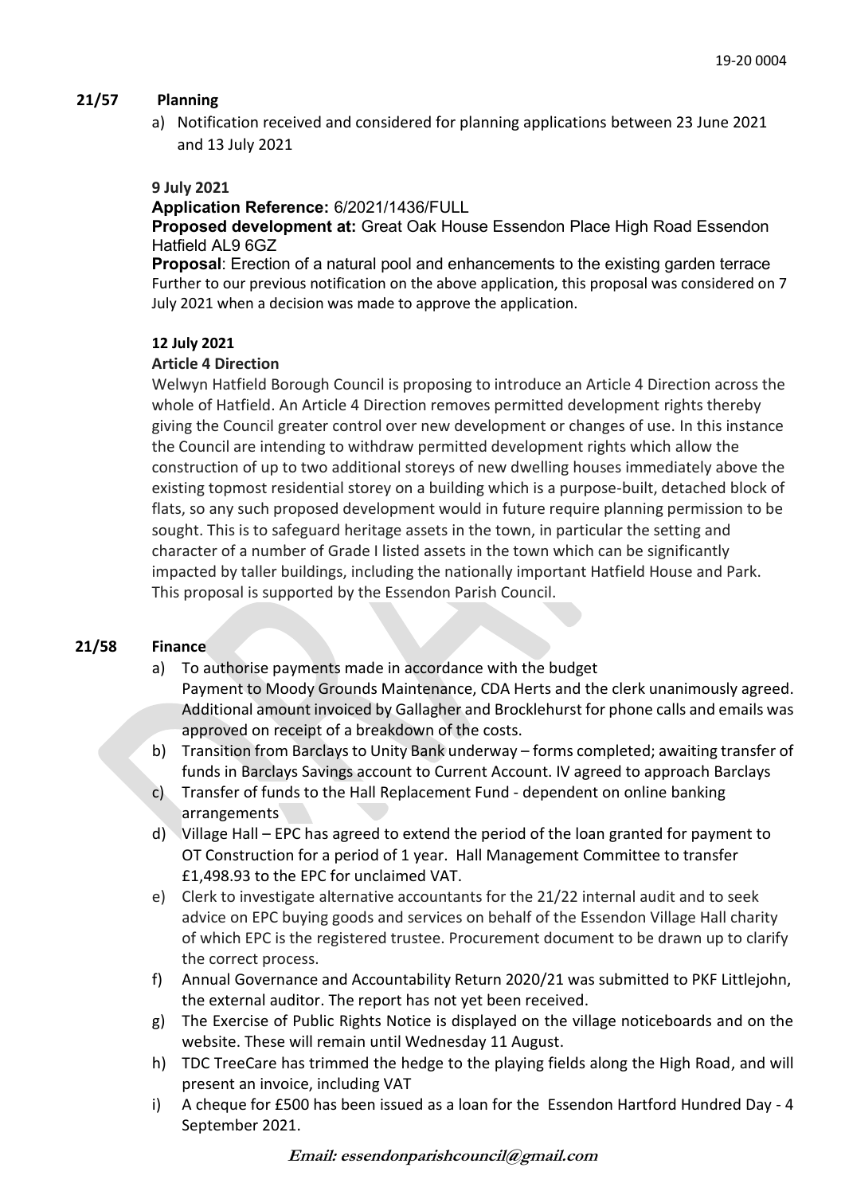**21/57 Planning**

a) Notification received and considered for planning applications between 23 June 2021 and 13 July 2021

**9 July 2021**

**Application Reference:** 6/2021/1436/FULL

**Proposed development at:** Great Oak House Essendon Place High Road Essendon Hatfield AL9 6GZ

**Proposal**: Erection of a natural pool and enhancements to the existing garden terrace

Further to our previous notification on the above application, this proposal was considered on 7 July 2021 when a decision was made to approve the application.

**12 July 2021**

**Article 4 Direction**

Welwyn Hatfield Borough Council is proposing to introduce an Article 4 Direction across the whole of Hatfield. An Article 4 Direction removes permitted development rights thereby giving the Council greater control over new development or changes of use. In this instance the Council are intending to withdraw permitted development rights which allow the construction of up to two additional storeys of new dwelling houses immediately above the existing topmost residential storey on a building which is a purpose-built, detached block of flats, so any such proposed development would in future require planning permission to be sought. This is to safeguard heritage assets in the town, in particular the setting and character of a number of Grade I listed assets in the town which can be significantly impacted by taller buildings, including the nationally important Hatfield House and Park. This proposal is supported by the Essendon Parish Council.

**21/58 Finance**

a) To authorise payments made in accordance with the budget
Payment to Moody Grounds Maintenance, CDA Herts and the clerk unanimously agreed. Additional amount invoiced by Gallagher and Brocklehurst for phone calls and emails was approved on receipt of a breakdown of the costs.

b) Transition from Barclays to Unity Bank underway – forms completed; awaiting transfer of funds in Barclays Savings account to Current Account. IV agreed to approach Barclays

c) Transfer of funds to the Hall Replacement Fund - dependent on online banking arrangements

d) Village Hall – EPC has agreed to extend the period of the loan granted for payment to OT Construction for a period of 1 year. Hall Management Committee to transfer £1,498.93 to the EPC for unclaimed VAT.

e) Clerk to investigate alternative accountants for the 21/22 internal audit and to seek advice on EPC buying goods and services on behalf of the Essendon Village Hall charity of which EPC is the registered trustee. Procurement document to be drawn up to clarify the correct process.

f) Annual Governance and Accountability Return 2020/21 was submitted to PKF Littlejohn, the external auditor. The report has not yet been received.

g) The Exercise of Public Rights Notice is displayed on the village noticeboards and on the website. These will remain until Wednesday 11 August.

h) TDC TreeCare has trimmed the hedge to the playing fields along the High Road, and will present an invoice, including VAT

i) A cheque for £500 has been issued as a loan for the Essendon Hartford Hundred Day - 4 September 2021.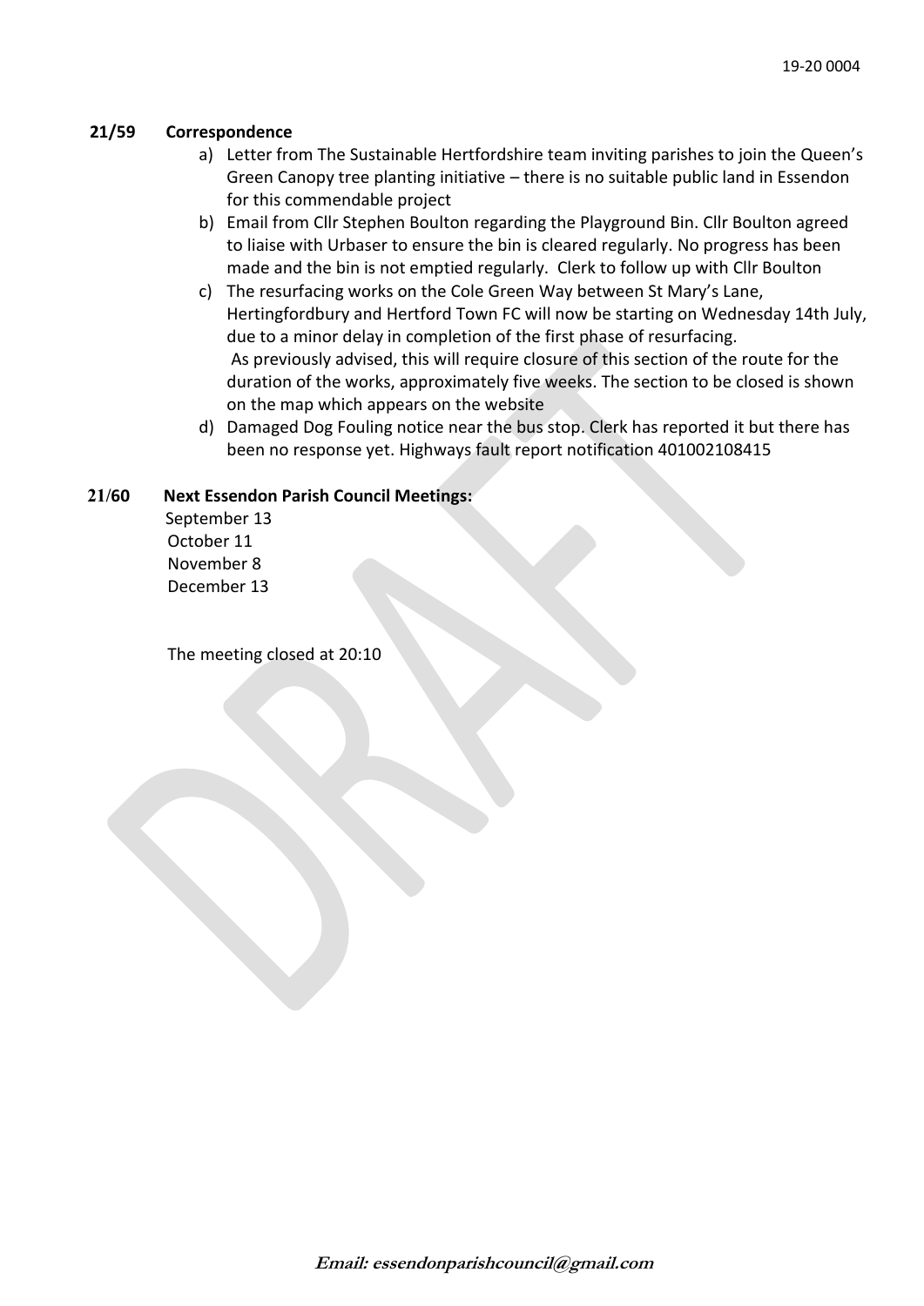**21/59 Correspondence**

a) Letter from The Sustainable Hertfordshire team inviting parishes to join the Queen's Green Canopy tree planting initiative – there is no suitable public land in Essendon for this commendable project
b) Email from Cllr Stephen Boulton regarding the Playground Bin. Cllr Boulton agreed to liaise with Urbaser to ensure the bin is cleared regularly. No progress has been made and the bin is not emptied regularly. Clerk to follow up with Cllr Boulton
c) The resurfacing works on the Cole Green Way between St Mary's Lane, Hertingfordbury and Hertford Town FC will now be starting on Wednesday 14th July, due to a minor delay in completion of the first phase of resurfacing.
   As previously advised, this will require closure of this section of the route for the duration of the works, approximately five weeks. The section to be closed is shown on the map which appears on the website
d) Damaged Dog Fouling notice near the bus stop. Clerk has reported it but there has been no response yet. Highways fault report notification 401002108415

**21/60 Next Essendon Parish Council Meetings:**

September 13
October 11
November 8
December 13

The meeting closed at 20:10

**Email: essendonparishcouncil@gmail.com**